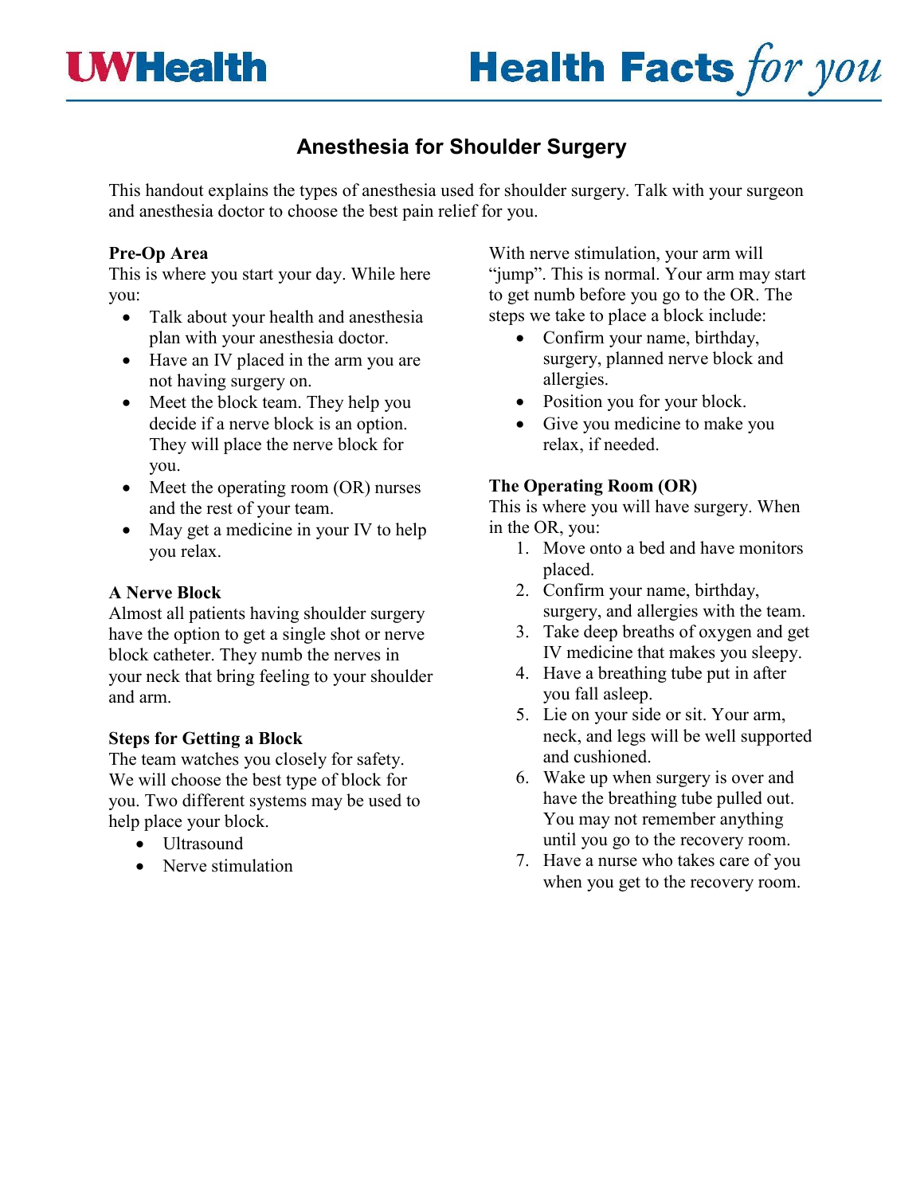# Anesthesia for Shoulder Surgery

This handout explains the types of anesthesia used for shoulder surgery. Talk with your surgeon and anesthesia doctor to choose the best pain relief for you.

**Pre-Op Area**

This is where you start your day. While here you:

- Talk about your health and anesthesia plan with your anesthesia doctor.
- Have an IV placed in the arm you are not having surgery on.
- Meet the block team. They help you decide if a nerve block is an option. They will place the nerve block for you.
- Meet the operating room (OR) nurses and the rest of your team.
- May get a medicine in your IV to help you relax.

**A Nerve Block**

Almost all patients having shoulder surgery have the option to get a single shot or nerve block catheter. They numb the nerves in your neck that bring feeling to your shoulder and arm.

**Steps for Getting a Block**

The team watches you closely for safety. We will choose the best type of block for you. Two different systems may be used to help place your block.

- Ultrasound
- Nerve stimulation

With nerve stimulation, your arm will "jump". This is normal. Your arm may start to get numb before you go to the OR. The steps we take to place a block include:

- Confirm your name, birthday, surgery, planned nerve block and allergies.
- Position you for your block.
- Give you medicine to make you relax, if needed.

**The Operating Room (OR)**

This is where you will have surgery. When in the OR, you:

1. Move onto a bed and have monitors placed.
2. Confirm your name, birthday, surgery, and allergies with the team.
3. Take deep breaths of oxygen and get IV medicine that makes you sleepy.
4. Have a breathing tube put in after you fall asleep.
5. Lie on your side or sit. Your arm, neck, and legs will be well supported and cushioned.
6. Wake up when surgery is over and have the breathing tube pulled out. You may not remember anything until you go to the recovery room.
7. Have a nurse who takes care of you when you get to the recovery room.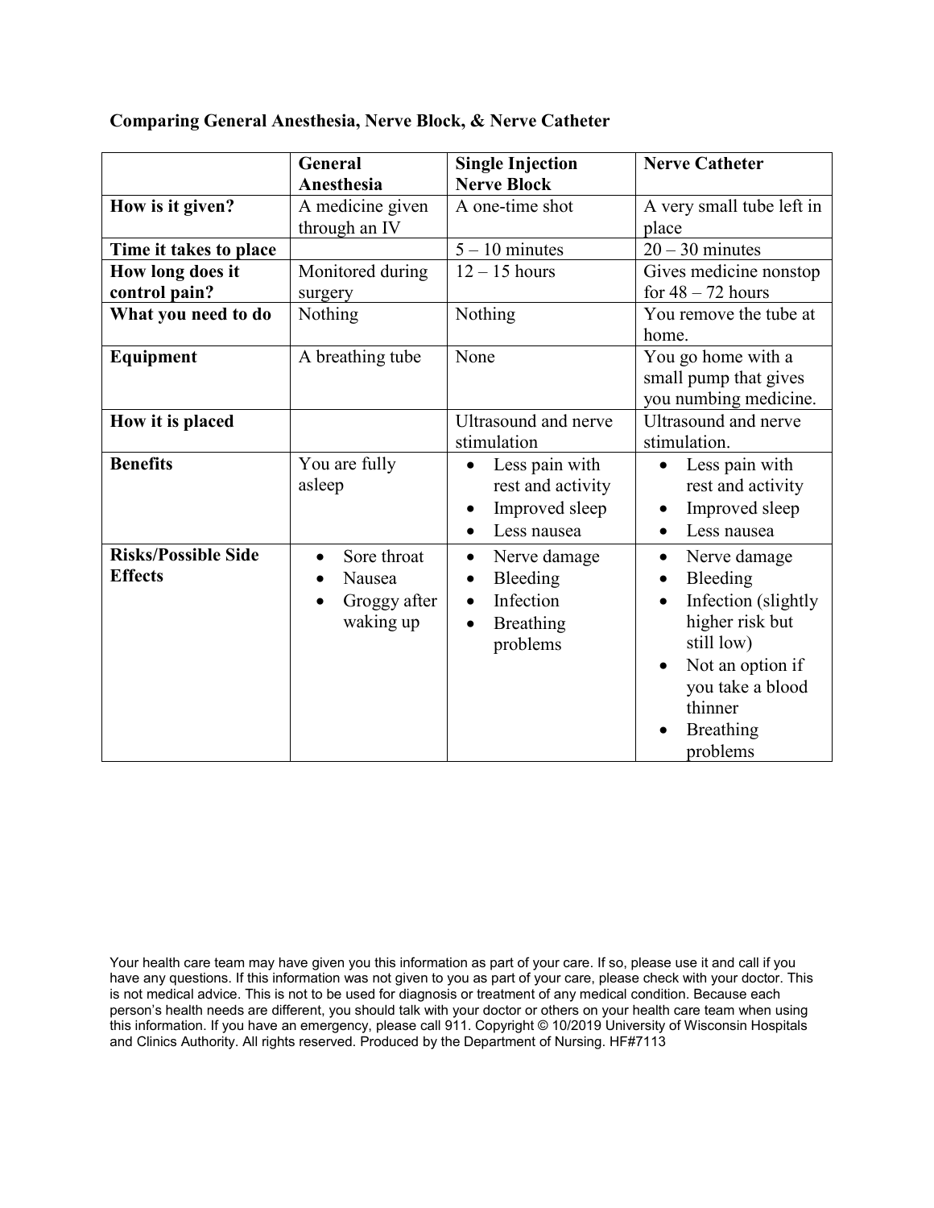**Comparing General Anesthesia, Nerve Block, & Nerve Catheter**

| | General Anesthesia | Single Injection Nerve Block | Nerve Catheter |
|---|---|---|---|
| **How is it given?** | A medicine given through an IV | A one-time shot | A very small tube left in place |
| **Time it takes to place** | | 5 – 10 minutes | 20 – 30 minutes |
| **How long does it control pain?** | Monitored during surgery | 12 – 15 hours | Gives medicine nonstop for 48 – 72 hours |
| **What you need to do** | Nothing | Nothing | You remove the tube at home. |
| **Equipment** | A breathing tube | None | You go home with a small pump that gives you numbing medicine. |
| **How it is placed** | | Ultrasound and nerve stimulation | Ultrasound and nerve stimulation. |
| **Benefits** | You are fully asleep | • Less pain with rest and activity<br>• Improved sleep<br>• Less nausea | • Less pain with rest and activity<br>• Improved sleep<br>• Less nausea |
| **Risks/Possible Side Effects** | • Sore throat<br>• Nausea<br>• Groggy after waking up | • Nerve damage<br>• Bleeding<br>• Infection<br>• Breathing problems | • Nerve damage<br>• Bleeding<br>• Infection (slightly higher risk but still low)<br>• Not an option if you take a blood thinner<br>• Breathing problems |

Your health care team may have given you this information as part of your care. If so, please use it and call if you have any questions. If this information was not given to you as part of your care, please check with your doctor. This is not medical advice. This is not to be used for diagnosis or treatment of any medical condition. Because each person's health needs are different, you should talk with your doctor or others on your health care team when using this information. If you have an emergency, please call 911. Copyright © 10/2019 University of Wisconsin Hospitals and Clinics Authority. All rights reserved. Produced by the Department of Nursing. HF#7113